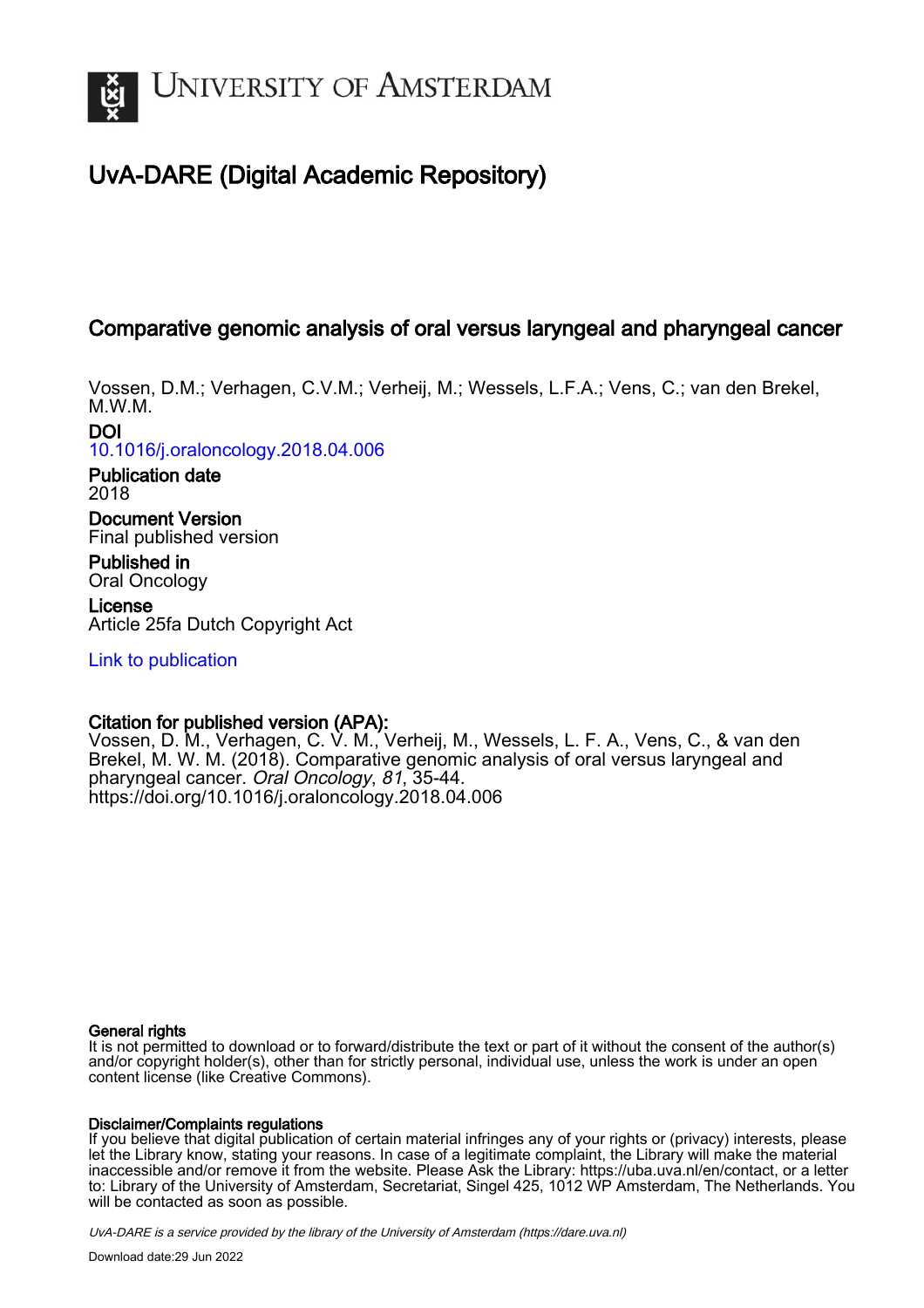UNIVERSITY OF AMSTERDAM

# UvA-DARE (Digital Academic Repository)

## Comparative genomic analysis of oral versus laryngeal and pharyngeal cancer

Vossen, D.M.; Verhagen, C.V.M.; Verheij, M.; Wessels, L.F.A.; Vens, C.; van den Brekel, M.W.M.

**DOI**
10.1016/j.oraloncology.2018.04.006

**Publication date**
2018

**Document Version**
Final published version

**Published in**
Oral Oncology

**License**
Article 25fa Dutch Copyright Act

Link to publication

**Citation for published version (APA):**
Vossen, D. M., Verhagen, C. V. M., Verheij, M., Wessels, L. F. A., Vens, C., & van den Brekel, M. W. M. (2018). Comparative genomic analysis of oral versus laryngeal and pharyngeal cancer. *Oral Oncology*, *81*, 35-44. https://doi.org/10.1016/j.oraloncology.2018.04.006

**General rights**
It is not permitted to download or to forward/distribute the text or part of it without the consent of the author(s) and/or copyright holder(s), other than for strictly personal, individual use, unless the work is under an open content license (like Creative Commons).

**Disclaimer/Complaints regulations**
If you believe that digital publication of certain material infringes any of your rights or (privacy) interests, please let the Library know, stating your reasons. In case of a legitimate complaint, the Library will make the material inaccessible and/or remove it from the website. Please Ask the Library: https://uba.uva.nl/en/contact, or a letter to: Library of the University of Amsterdam, Secretariat, Singel 425, 1012 WP Amsterdam, The Netherlands. You will be contacted as soon as possible.

UvA-DARE is a service provided by the library of the University of Amsterdam (https://dare.uva.nl)

Download date:29 Jun 2022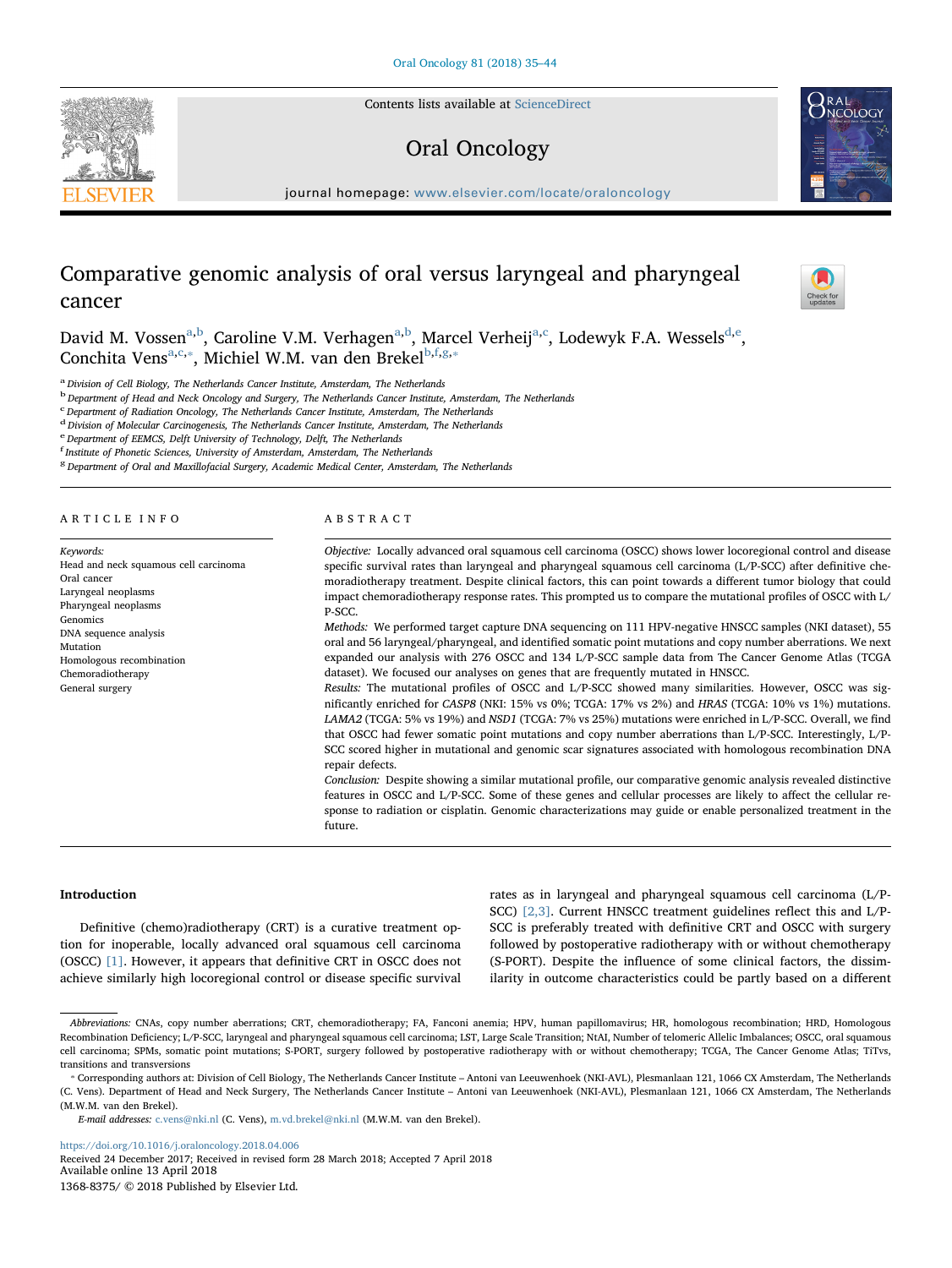# Comparative genomic analysis of oral versus laryngeal and pharyngeal cancer

David M. Vossen[a,b], Caroline V.M. Verhagen[a,b], Marcel Verheij[a,c], Lodewyk F.A. Wessels[d,e], Conchita Vens[a,c,*], Michiel W.M. van den Brekel[b,f,g,*]

[a] Division of Cell Biology, The Netherlands Cancer Institute, Amsterdam, The Netherlands
[b] Department of Head and Neck Oncology and Surgery, The Netherlands Cancer Institute, Amsterdam, The Netherlands
[c] Department of Radiation Oncology, The Netherlands Cancer Institute, Amsterdam, The Netherlands
[d] Division of Molecular Carcinogenesis, The Netherlands Cancer Institute, Amsterdam, The Netherlands
[e] Department of EEMCS, Delft University of Technology, Delft, The Netherlands
[f] Institute of Phonetic Sciences, University of Amsterdam, Amsterdam, The Netherlands
[g] Department of Oral and Maxillofacial Surgery, Academic Medical Center, Amsterdam, The Netherlands

## ARTICLE INFO

*Keywords:*
Head and neck squamous cell carcinoma
Oral cancer
Laryngeal neoplasms
Pharyngeal neoplasms
Genomics
DNA sequence analysis
Mutation
Homologous recombination
Chemoradiotherapy
General surgery

## ABSTRACT

*Objective:* Locally advanced oral squamous cell carcinoma (OSCC) shows lower locoregional control and disease specific survival rates than laryngeal and pharyngeal squamous cell carcinoma (L/P-SCC) after definitive chemoradiotherapy treatment. Despite clinical factors, this can point towards a different tumor biology that could impact chemoradiotherapy response rates. This prompted us to compare the mutational profiles of OSCC with L/P-SCC.

*Methods:* We performed target capture DNA sequencing on 111 HPV-negative HNSCC samples (NKI dataset), 55 oral and 56 laryngeal/pharyngeal, and identified somatic point mutations and copy number aberrations. We next expanded our analysis with 276 OSCC and 134 L/P-SCC sample data from The Cancer Genome Atlas (TCGA dataset). We focused our analyses on genes that are frequently mutated in HNSCC.

*Results:* The mutational profiles of OSCC and L/P-SCC showed many similarities. However, OSCC was significantly enriched for *CASP8* (NKI: 15% vs 0%; TCGA: 17% vs 2%) and *HRAS* (TCGA: 10% vs 1%) mutations. *LAMA2* (TCGA: 5% vs 19%) and *NSD1* (TCGA: 7% vs 25%) mutations were enriched in L/P-SCC. Overall, we find that OSCC had fewer somatic point mutations and copy number aberrations than L/P-SCC. Interestingly, L/P-SCC scored higher in mutational and genomic scar signatures associated with homologous recombination DNA repair defects.

*Conclusion:* Despite showing a similar mutational profile, our comparative genomic analysis revealed distinctive features in OSCC and L/P-SCC. Some of these genes and cellular processes are likely to affect the cellular response to radiation or cisplatin. Genomic characterizations may guide or enable personalized treatment in the future.

## Introduction

Definitive (chemo)radiotherapy (CRT) is a curative treatment option for inoperable, locally advanced oral squamous cell carcinoma (OSCC) [1]. However, it appears that definitive CRT in OSCC does not achieve similarly high locoregional control or disease specific survival rates as in laryngeal and pharyngeal squamous cell carcinoma (L/P-SCC) [2,3]. Current HNSCC treatment guidelines reflect this and L/P-SCC is preferably treated with definitive CRT and OSCC with surgery followed by postoperative radiotherapy with or without chemotherapy (S-PORT). Despite the influence of some clinical factors, the dissimilarity in outcome characteristics could be partly based on a different

*Abbreviations:* CNAs, copy number aberrations; CRT, chemoradiotherapy; FA, Fanconi anemia; HPV, human papillomavirus; HR, homologous recombination; HRD, Homologous Recombination Deficiency; L/P-SCC, laryngeal and pharyngeal squamous cell carcinoma; LST, Large Scale Transition; NtAI, Number of telomeric Allelic Imbalances; OSCC, oral squamous cell carcinoma; SPMs, somatic point mutations; S-PORT, surgery followed by postoperative radiotherapy with or without chemotherapy; TCGA, The Cancer Genome Atlas; TiTvs, transitions and transversions

* Corresponding authors at: Division of Cell Biology, The Netherlands Cancer Institute – Antoni van Leeuwenhoek (NKI-AVL), Plesmanlaan 121, 1066 CX Amsterdam, The Netherlands (C. Vens). Department of Head and Neck Surgery, The Netherlands Cancer Institute – Antoni van Leeuwenhoek (NKI-AVL), Plesmanlaan 121, 1066 CX Amsterdam, The Netherlands (M.W.M. van den Brekel).

*E-mail addresses:* c.vens@nki.nl (C. Vens), m.vd.brekel@nki.nl (M.W.M. van den Brekel).

https://doi.org/10.1016/j.oraloncology.2018.04.006
Received 24 December 2017; Received in revised form 28 March 2018; Accepted 7 April 2018
Available online 13 April 2018
1368-8375/ © 2018 Published by Elsevier Ltd.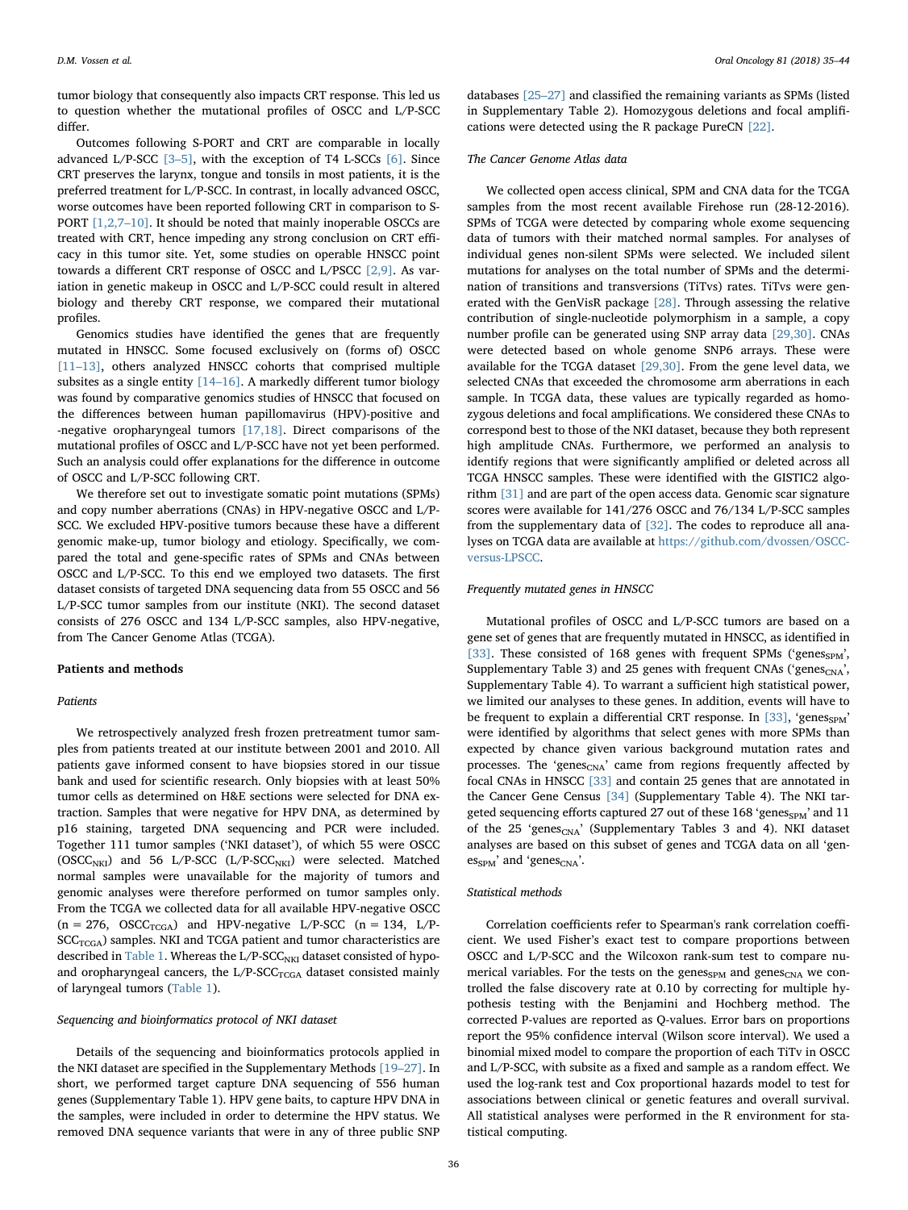tumor biology that consequently also impacts CRT response. This led us to question whether the mutational profiles of OSCC and L/P-SCC differ.

Outcomes following S-PORT and CRT are comparable in locally advanced L/P-SCC [3–5], with the exception of T4 L-SCCs [6]. Since CRT preserves the larynx, tongue and tonsils in most patients, it is the preferred treatment for L/P-SCC. In contrast, in locally advanced OSCC, worse outcomes have been reported following CRT in comparison to S-PORT [1,2,7–10]. It should be noted that mainly inoperable OSCCs are treated with CRT, hence impeding any strong conclusion on CRT efficacy in this tumor site. Yet, some studies on operable HNSCC point towards a different CRT response of OSCC and L/PSCC [2,9]. As variation in genetic makeup in OSCC and L/P-SCC could result in altered biology and thereby CRT response, we compared their mutational profiles.

Genomics studies have identified the genes that are frequently mutated in HNSCC. Some focused exclusively on (forms of) OSCC [11–13], others analyzed HNSCC cohorts that comprised multiple subsites as a single entity [14–16]. A markedly different tumor biology was found by comparative genomics studies of HNSCC that focused on the differences between human papillomavirus (HPV)-positive and -negative oropharyngeal tumors [17,18]. Direct comparisons of the mutational profiles of OSCC and L/P-SCC have not yet been performed. Such an analysis could offer explanations for the difference in outcome of OSCC and L/P-SCC following CRT.

We therefore set out to investigate somatic point mutations (SPMs) and copy number aberrations (CNAs) in HPV-negative OSCC and L/P-SCC. We excluded HPV-positive tumors because these have a different genomic make-up, tumor biology and etiology. Specifically, we compared the total and gene-specific rates of SPMs and CNAs between OSCC and L/P-SCC. To this end we employed two datasets. The first dataset consists of targeted DNA sequencing data from 55 OSCC and 56 L/P-SCC tumor samples from our institute (NKI). The second dataset consists of 276 OSCC and 134 L/P-SCC samples, also HPV-negative, from The Cancer Genome Atlas (TCGA).

## Patients and methods

### Patients

We retrospectively analyzed fresh frozen pretreatment tumor samples from patients treated at our institute between 2001 and 2010. All patients gave informed consent to have biopsies stored in our tissue bank and used for scientific research. Only biopsies with at least 50% tumor cells as determined on H&E sections were selected for DNA extraction. Samples that were negative for HPV DNA, as determined by p16 staining, targeted DNA sequencing and PCR were included. Together 111 tumor samples ('NKI dataset'), of which 55 were OSCC ($OSCC_{NKI}$) and 56 L/P-SCC ($L/P\text{-}SCC_{NKI}$) were selected. Matched normal samples were unavailable for the majority of tumors and genomic analyses were therefore performed on tumor samples only. From the TCGA we collected data for all available HPV-negative OSCC (n = 276, $OSCC_{TCGA}$) and HPV-negative L/P-SCC (n = 134, $L/P\text{-}SCC_{TCGA}$) samples. NKI and TCGA patient and tumor characteristics are described in Table 1. Whereas the $L/P\text{-}SCC_{NKI}$ dataset consisted of hypo- and oropharyngeal cancers, the $L/P\text{-}SCC_{TCGA}$ dataset consisted mainly of laryngeal tumors (Table 1).

### Sequencing and bioinformatics protocol of NKI dataset

Details of the sequencing and bioinformatics protocols applied in the NKI dataset are specified in the Supplementary Methods [19–27]. In short, we performed target capture DNA sequencing of 556 human genes (Supplementary Table 1). HPV gene baits, to capture HPV DNA in the samples, were included in order to determine the HPV status. We removed DNA sequence variants that were in any of three public SNP databases [25–27] and classified the remaining variants as SPMs (listed in Supplementary Table 2). Homozygous deletions and focal amplifications were detected using the R package PureCN [22].

### The Cancer Genome Atlas data

We collected open access clinical, SPM and CNA data for the TCGA samples from the most recent available Firehose run (28-12-2016). SPMs of TCGA were detected by comparing whole exome sequencing data of tumors with their matched normal samples. For analyses of individual genes non-silent SPMs were selected. We included silent mutations for analyses on the total number of SPMs and the determination of transitions and transversions (TiTvs) rates. TiTvs were generated with the GenVisR package [28]. Through assessing the relative contribution of single-nucleotide polymorphism in a sample, a copy number profile can be generated using SNP array data [29,30]. CNAs were detected based on whole genome SNP6 arrays. These were available for the TCGA dataset [29,30]. From the gene level data, we selected CNAs that exceeded the chromosome arm aberrations in each sample. In TCGA data, these values are typically regarded as homozygous deletions and focal amplifications. We considered these CNAs to correspond best to those of the NKI dataset, because they both represent high amplitude CNAs. Furthermore, we performed an analysis to identify regions that were significantly amplified or deleted across all TCGA HNSCC samples. These were identified with the GISTIC2 algorithm [31] and are part of the open access data. Genomic scar signature scores were available for 141/276 OSCC and 76/134 L/P-SCC samples from the supplementary data of [32]. The codes to reproduce all analyses on TCGA data are available at https://github.com/dvossen/OSCC-versus-LPSCC.

### Frequently mutated genes in HNSCC

Mutational profiles of OSCC and L/P-SCC tumors are based on a gene set of genes that are frequently mutated in HNSCC, as identified in [33]. These consisted of 168 genes with frequent SPMs ('$genes_{SPM}$', Supplementary Table 3) and 25 genes with frequent CNAs ('$genes_{CNA}$', Supplementary Table 4). To warrant a sufficient high statistical power, we limited our analyses to these genes. In addition, events will have to be frequent to explain a differential CRT response. In [33], '$genes_{SPM}$' were identified by algorithms that select genes with more SPMs than expected by chance given various background mutation rates and processes. The '$genes_{CNA}$' came from regions frequently affected by focal CNAs in HNSCC [33] and contain 25 genes that are annotated in the Cancer Gene Census [34] (Supplementary Table 4). The NKI targeted sequencing efforts captured 27 out of these 168 '$genes_{SPM}$' and 11 of the 25 '$genes_{CNA}$' (Supplementary Tables 3 and 4). NKI dataset analyses are based on this subset of genes and TCGA data on all '$genes_{SPM}$' and '$genes_{CNA}$'.

### Statistical methods

Correlation coefficients refer to Spearman's rank correlation coefficient. We used Fisher's exact test to compare proportions between OSCC and L/P-SCC and the Wilcoxon rank-sum test to compare numerical variables. For the tests on the $genes_{SPM}$ and $genes_{CNA}$ we controlled the false discovery rate at 0.10 by correcting for multiple hypothesis testing with the Benjamini and Hochberg method. The corrected P-values are reported as Q-values. Error bars on proportions report the 95% confidence interval (Wilson score interval). We used a binomial mixed model to compare the proportion of each TiTv in OSCC and L/P-SCC, with subsite as a fixed and sample as a random effect. We used the log-rank test and Cox proportional hazards model to test for associations between clinical or genetic features and overall survival. All statistical analyses were performed in the R environment for statistical computing.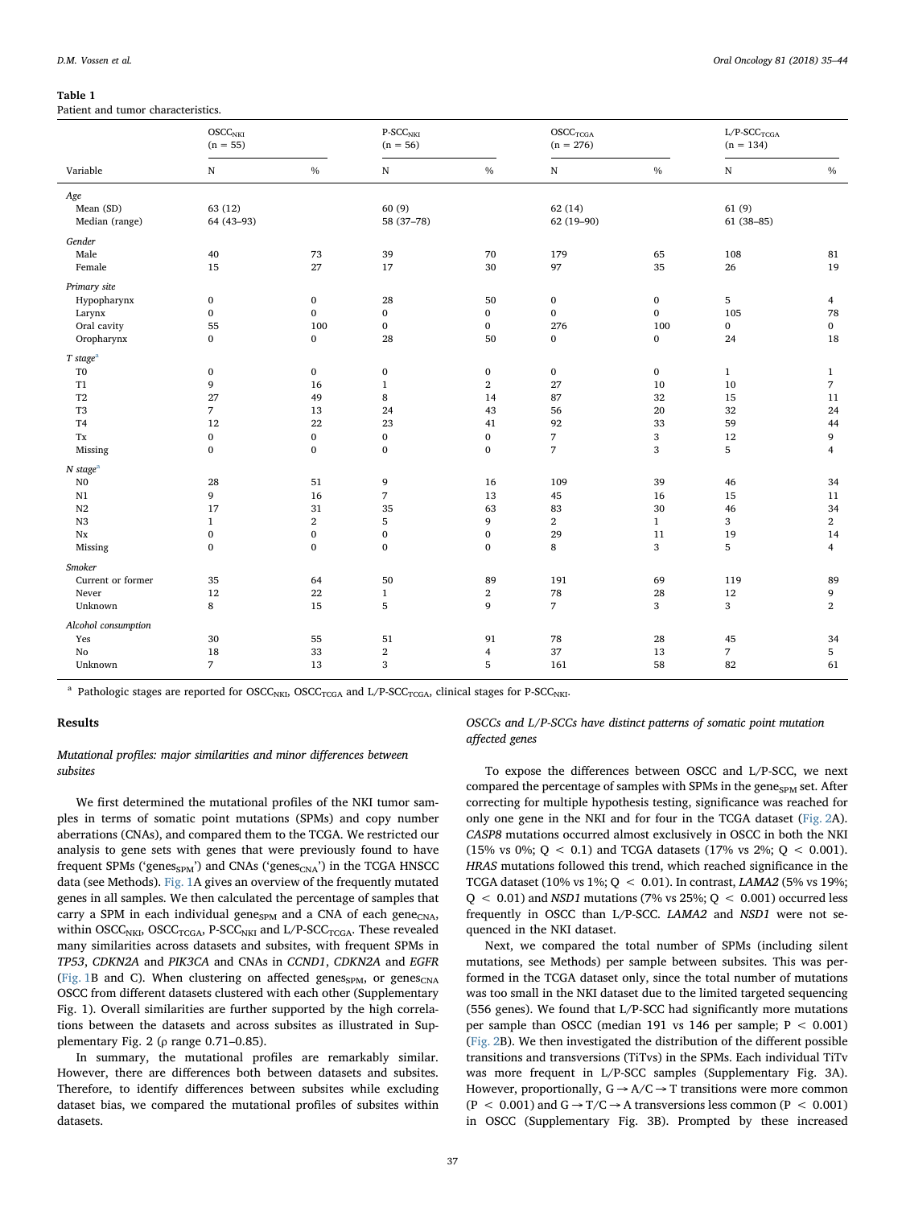**Table 1**
Patient and tumor characteristics.

| Variable | $OSCC_{NKI}$ (n = 55) | | $P\text{-}SCC_{NKI}$ (n = 56) | | $OSCC_{TCGA}$ (n = 276) | | $L/P\text{-}SCC_{TCGA}$ (n = 134) | |
|---|---|---|---|---|---|---|---|---|
| | N | % | N | % | N | % | N | % |
| *Age* | | | | | | | | |
| Mean (SD) | 63 (12) | | 60 (9) | | 62 (14) | | 61 (9) | |
| Median (range) | 64 (43–93) | | 58 (37–78) | | 62 (19–90) | | 61 (38–85) | |
| *Gender* | | | | | | | | |
| Male | 40 | 73 | 39 | 70 | 179 | 65 | 108 | 81 |
| Female | 15 | 27 | 17 | 30 | 97 | 35 | 26 | 19 |
| *Primary site* | | | | | | | | |
| Hypopharynx | 0 | 0 | 28 | 50 | 0 | 0 | 5 | 4 |
| Larynx | 0 | 0 | 0 | 0 | 0 | 0 | 105 | 78 |
| Oral cavity | 55 | 100 | 0 | 0 | 276 | 100 | 0 | 0 |
| Oropharynx | 0 | 0 | 28 | 50 | 0 | 0 | 24 | 18 |
| *T stage*[a] | | | | | | | | |
| T0 | 0 | 0 | 0 | 0 | 0 | 0 | 1 | 1 |
| T1 | 9 | 16 | 1 | 2 | 27 | 10 | 10 | 7 |
| T2 | 27 | 49 | 8 | 14 | 87 | 32 | 15 | 11 |
| T3 | 7 | 13 | 24 | 43 | 56 | 20 | 32 | 24 |
| T4 | 12 | 22 | 23 | 41 | 92 | 33 | 59 | 44 |
| Tx | 0 | 0 | 0 | 0 | 7 | 3 | 12 | 9 |
| Missing | 0 | 0 | 0 | 0 | 7 | 3 | 5 | 4 |
| *N stage*[a] | | | | | | | | |
| N0 | 28 | 51 | 9 | 16 | 109 | 39 | 46 | 34 |
| N1 | 9 | 16 | 7 | 13 | 45 | 16 | 15 | 11 |
| N2 | 17 | 31 | 35 | 63 | 83 | 30 | 46 | 34 |
| N3 | 1 | 2 | 5 | 9 | 2 | 1 | 3 | 2 |
| Nx | 0 | 0 | 0 | 0 | 29 | 11 | 19 | 14 |
| Missing | 0 | 0 | 0 | 0 | 8 | 3 | 5 | 4 |
| *Smoker* | | | | | | | | |
| Current or former | 35 | 64 | 50 | 89 | 191 | 69 | 119 | 89 |
| Never | 12 | 22 | 1 | 2 | 78 | 28 | 12 | 9 |
| Unknown | 8 | 15 | 5 | 9 | 7 | 3 | 3 | 2 |
| *Alcohol consumption* | | | | | | | | |
| Yes | 30 | 55 | 51 | 91 | 78 | 28 | 45 | 34 |
| No | 18 | 33 | 2 | 4 | 37 | 13 | 7 | 5 |
| Unknown | 7 | 13 | 3 | 5 | 161 | 58 | 82 | 61 |

[a] Pathologic stages are reported for $OSCC_{NKI}$, $OSCC_{TCGA}$ and $L/P\text{-}SCC_{TCGA}$, clinical stages for $P\text{-}SCC_{NKI}$.

## Results

### Mutational profiles: major similarities and minor differences between subsites

We first determined the mutational profiles of the NKI tumor samples in terms of somatic point mutations (SPMs) and copy number aberrations (CNAs), and compared them to the TCGA. We restricted our analysis to gene sets with genes that were previously found to have frequent SPMs ('$genes_{SPM}$') and CNAs ('$genes_{CNA}$') in the TCGA HNSCC data (see Methods). Fig. 1A gives an overview of the frequently mutated genes in all samples. We then calculated the percentage of samples that carry a SPM in each individual $gene_{SPM}$ and a CNA of each $gene_{CNA}$, within $OSCC_{NKI}$, $OSCC_{TCGA}$, $P\text{-}SCC_{NKI}$ and $L/P\text{-}SCC_{TCGA}$. These revealed many similarities across datasets and subsites, with frequent SPMs in *TP53*, *CDKN2A* and *PIK3CA* and CNAs in *CCND1*, *CDKN2A* and *EGFR* (Fig. 1B and C). When clustering on affected $genes_{SPM}$, or $genes_{CNA}$ OSCC from different datasets clustered with each other (Supplementary Fig. 1). Overall similarities are further supported by the high correlations between the datasets and across subsites as illustrated in Supplementary Fig. 2 (ρ range 0.71–0.85).

In summary, the mutational profiles are remarkably similar. However, there are differences both between datasets and subsites. Therefore, to identify differences between subsites while excluding dataset bias, we compared the mutational profiles of subsites within datasets.

### OSCCs and L/P-SCCs have distinct patterns of somatic point mutation affected genes

To expose the differences between OSCC and L/P-SCC, we next compared the percentage of samples with SPMs in the $gene_{SPM}$ set. After correcting for multiple hypothesis testing, significance was reached for only one gene in the NKI and for four in the TCGA dataset (Fig. 2A). *CASP8* mutations occurred almost exclusively in OSCC in both the NKI (15% vs 0%; $Q < 0.1$) and TCGA datasets (17% vs 2%; $Q < 0.001$). *HRAS* mutations followed this trend, which reached significance in the TCGA dataset (10% vs 1%; $Q < 0.01$). In contrast, *LAMA2* (5% vs 19%; $Q < 0.01$) and *NSD1* mutations (7% vs 25%; $Q < 0.001$) occurred less frequently in OSCC than L/P-SCC. *LAMA2* and *NSD1* were not sequenced in the NKI dataset.

Next, we compared the total number of SPMs (including silent mutations, see Methods) per sample between subsites. This was performed in the TCGA dataset only, since the total number of mutations was too small in the NKI dataset due to the limited targeted sequencing (556 genes). We found that L/P-SCC had significantly more mutations per sample than OSCC (median 191 vs 146 per sample; $P < 0.001$) (Fig. 2B). We then investigated the distribution of the different possible transitions and transversions (TiTvs) in the SPMs. Each individual TiTv was more frequent in L/P-SCC samples (Supplementary Fig. 3A). However, proportionally, $G \rightarrow A/C \rightarrow T$ transitions were more common ($P < 0.001$) and $G \rightarrow T/C \rightarrow A$ transversions less common ($P < 0.001$) in OSCC (Supplementary Fig. 3B). Prompted by these increased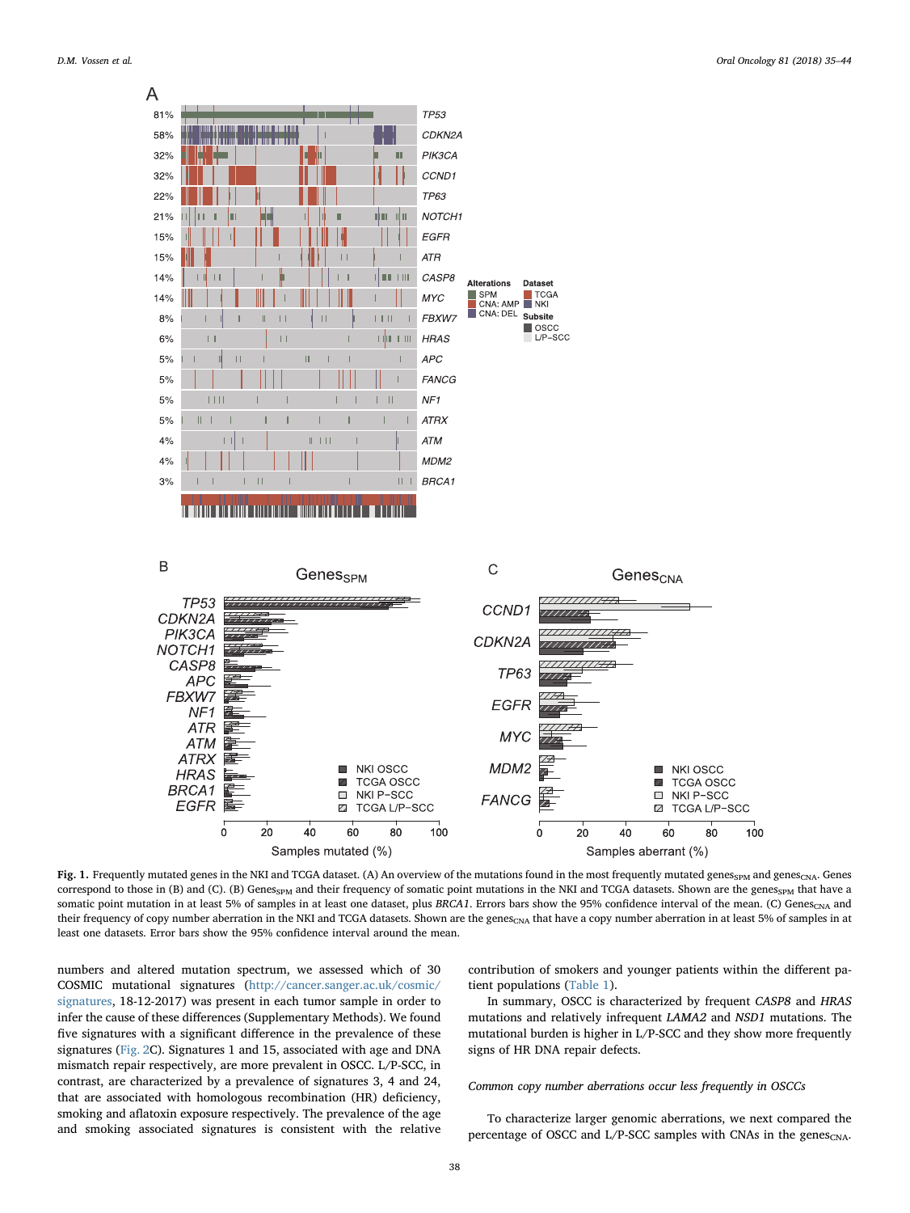**Fig. 1.** Frequently mutated genes in the NKI and TCGA dataset. (A) An overview of the mutations found in the most frequently mutated $genes_{SPM}$ and $genes_{CNA}$. Genes correspond to those in (B) and (C). (B) $Genes_{SPM}$ and their frequency of somatic point mutations in the NKI and TCGA datasets. Shown are the $genes_{SPM}$ that have a somatic point mutation in at least 5% of samples in at least one dataset, plus *BRCA1*. Errors bars show the 95% confidence interval of the mean. (C) $Genes_{CNA}$ and their frequency of copy number aberration in the NKI and TCGA datasets. Shown are the $genes_{CNA}$ that have a copy number aberration in at least 5% of samples in at least one datasets. Error bars show the 95% confidence interval around the mean.

numbers and altered mutation spectrum, we assessed which of 30 COSMIC mutational signatures (http://cancer.sanger.ac.uk/cosmic/signatures, 18-12-2017) was present in each tumor sample in order to infer the cause of these differences (Supplementary Methods). We found five signatures with a significant difference in the prevalence of these signatures (Fig. 2C). Signatures 1 and 15, associated with age and DNA mismatch repair respectively, are more prevalent in OSCC. L/P-SCC, in contrast, are characterized by a prevalence of signatures 3, 4 and 24, that are associated with homologous recombination (HR) deficiency, smoking and aflatoxin exposure respectively. The prevalence of the age and smoking associated signatures is consistent with the relative contribution of smokers and younger patients within the different patient populations (Table 1).

In summary, OSCC is characterized by frequent *CASP8* and *HRAS* mutations and relatively infrequent *LAMA2* and *NSD1* mutations. The mutational burden is higher in L/P-SCC and they show more frequently signs of HR DNA repair defects.

### *Common copy number aberrations occur less frequently in OSCCs*

To characterize larger genomic aberrations, we next compared the percentage of OSCC and L/P-SCC samples with CNAs in the $genes_{CNA}$.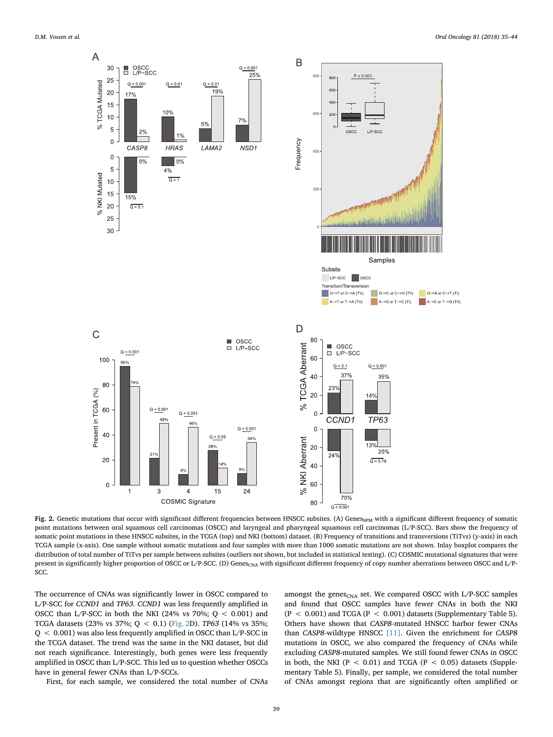**Fig. 2.** Genetic mutations that occur with significant different frequencies between HNSCC subsites. (A) Genes$_{SPM}$ with a significant different frequency of somatic point mutations between oral squamous cell carcinomas (OSCC) and laryngeal and pharyngeal squamous cell carcinomas (L/P-SCC). Bars show the frequency of somatic point mutations in these HNSCC subsites, in the TCGA (top) and NKI (bottom) dataset. (B) Frequency of transitions and transversions (TiTvs) (y-axis) in each TCGA sample (x-axis). One sample without somatic mutations and four samples with more than 1000 somatic mutations are not shown. Inlay boxplot compares the distribution of total number of TiTvs per sample between subsites (outliers not shown, but included in statistical testing). (C) COSMIC mutational signatures that were present in significantly higher proportion of OSCC or L/P-SCC. (D) Genes$_{CNA}$ with significant different frequency of copy number aberrations between OSCC and L/P-SCC.

The occurrence of CNAs was significantly lower in OSCC compared to L/P-SCC for *CCND1* and *TP63*. *CCND1* was less frequently amplified in OSCC than L/P-SCC in both the NKI (24% vs 70%; Q < 0.001) and TCGA datasets (23% vs 37%; Q < 0.1) (Fig. 2D). *TP63* (14% vs 35%; Q < 0.001) was also less frequently amplified in OSCC than L/P-SCC in the TCGA dataset. The trend was the same in the NKI dataset, but did not reach significance. Interestingly, both genes were less frequently amplified in OSCC than in L/P-SCC. This led us to question whether OSCCs have in general fewer CNAs than L/P-SCCs.

First, for each sample, we considered the total number of CNAs amongst the genes$_{CNA}$ set. We compared OSCC with L/P-SCC samples and found that OSCC samples have fewer CNAs in both the NKI (P < 0.001) and TCGA (P < 0.001) datasets (Supplementary Table 5). Others have shown that *CASP8*-mutated HNSCC harbor fewer CNAs than *CASP8*-wildtype HNSCC [11]. Given the enrichment for *CASP8* mutations in OSCC, we also compared the frequency of CNAs while excluding *CASP8*-mutated samples. We still found fewer CNAs in OSCC in both, the NKI (P < 0.01) and TCGA (P < 0.05) datasets (Supplementary Table 5). Finally, per sample, we considered the total number of CNAs amongst regions that are significantly often amplified or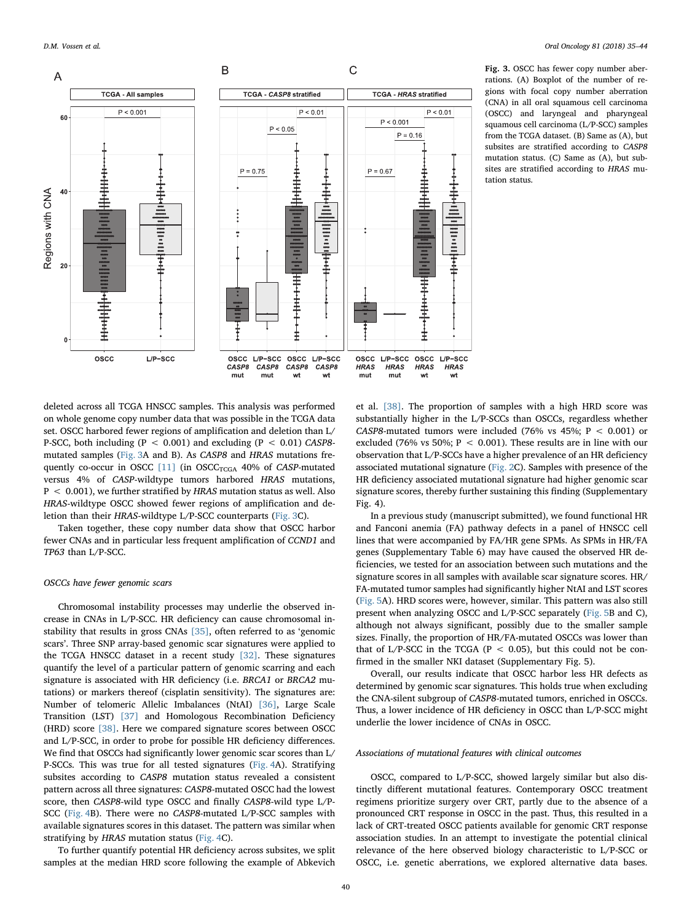Fig. 3. OSCC has fewer copy number aberrations. (A) Boxplot of the number of regions with focal copy number aberration (CNA) in all oral squamous cell carcinoma (OSCC) and laryngeal and pharyngeal squamous cell carcinoma (L/P-SCC) samples from the TCGA dataset. (B) Same as (A), but subsites are stratified according to *CASP8* mutation status. (C) Same as (A), but subsites are stratified according to *HRAS* mutation status.

deleted across all TCGA HNSCC samples. This analysis was performed on whole genome copy number data that was possible in the TCGA data set. OSCC harbored fewer regions of amplification and deletion than L/P-SCC, both including ($P < 0.001$) and excluding ($P < 0.01$) *CASP8*-mutated samples (Fig. 3A and B). As *CASP8* and *HRAS* mutations frequently co-occur in OSCC [11] (in $OSCC_{TCGA}$ 40% of *CASP*-mutated versus 4% of *CASP*-wildtype tumors harbored *HRAS* mutations, $P < 0.001$), we further stratified by *HRAS* mutation status as well. Also *HRAS*-wildtype OSCC showed fewer regions of amplification and deletion than their *HRAS*-wildtype L/P-SCC counterparts (Fig. 3C).

Taken together, these copy number data show that OSCC harbor fewer CNAs and in particular less frequent amplification of *CCND1* and *TP63* than L/P-SCC.

### OSCCs have fewer genomic scars

Chromosomal instability processes may underlie the observed increase in CNAs in L/P-SCC. HR deficiency can cause chromosomal instability that results in gross CNAs [35], often referred to as 'genomic scars'. Three SNP array-based genomic scar signatures were applied to the TCGA HNSCC dataset in a recent study [32]. These signatures quantify the level of a particular pattern of genomic scarring and each signature is associated with HR deficiency (i.e. *BRCA1* or *BRCA2* mutations) or markers thereof (cisplatin sensitivity). The signatures are: Number of telomeric Allelic Imbalances (NtAI) [36], Large Scale Transition (LST) [37] and Homologous Recombination Deficiency (HRD) score [38]. Here we compared signature scores between OSCC and L/P-SCC, in order to probe for possible HR deficiency differences. We find that OSCCs had significantly lower genomic scar scores than L/P-SCCs. This was true for all tested signatures (Fig. 4A). Stratifying subsites according to *CASP8* mutation status revealed a consistent pattern across all three signatures: *CASP8*-mutated OSCC had the lowest score, then *CASP8*-wild type OSCC and finally *CASP8*-wild type L/P-SCC (Fig. 4B). There were no *CASP8*-mutated L/P-SCC samples with available signatures scores in this dataset. The pattern was similar when stratifying by *HRAS* mutation status (Fig. 4C).

To further quantify potential HR deficiency across subsites, we split samples at the median HRD score following the example of Abkevich et al. [38]. The proportion of samples with a high HRD score was substantially higher in the L/P-SCCs than OSCCs, regardless whether *CASP8*-mutated tumors were included (76% vs 45%; $P < 0.001$) or excluded (76% vs 50%; $P < 0.001$). These results are in line with our observation that L/P-SCCs have a higher prevalence of an HR deficiency associated mutational signature (Fig. 2C). Samples with presence of the HR deficiency associated mutational signature had higher genomic scar signature scores, thereby further sustaining this finding (Supplementary Fig. 4).

In a previous study (manuscript submitted), we found functional HR and Fanconi anemia (FA) pathway defects in a panel of HNSCC cell lines that were accompanied by FA/HR gene SPMs. As SPMs in HR/FA genes (Supplementary Table 6) may have caused the observed HR deficiencies, we tested for an association between such mutations and the signature scores in all samples with available scar signature scores. HR/FA-mutated tumor samples had significantly higher NtAI and LST scores (Fig. 5A). HRD scores were, however, similar. This pattern was also still present when analyzing OSCC and L/P-SCC separately (Fig. 5B and C), although not always significant, possibly due to the smaller sample sizes. Finally, the proportion of HR/FA-mutated OSCCs was lower than that of L/P-SCC in the TCGA ($P < 0.05$), but this could not be confirmed in the smaller NKI dataset (Supplementary Fig. 5).

Overall, our results indicate that OSCC harbor less HR defects as determined by genomic scar signatures. This holds true when excluding the CNA-silent subgroup of *CASP8*-mutated tumors, enriched in OSCCs. Thus, a lower incidence of HR deficiency in OSCC than L/P-SCC might underlie the lower incidence of CNAs in OSCC.

### Associations of mutational features with clinical outcomes

OSCC, compared to L/P-SCC, showed largely similar but also distinctly different mutational features. Contemporary OSCC treatment regimens prioritize surgery over CRT, partly due to the absence of a pronounced CRT response in OSCC in the past. Thus, this resulted in a lack of CRT-treated OSCC patients available for genomic CRT response association studies. In an attempt to investigate the potential clinical relevance of the here observed biology characteristic to L/P-SCC or OSCC, i.e. genetic aberrations, we explored alternative data bases.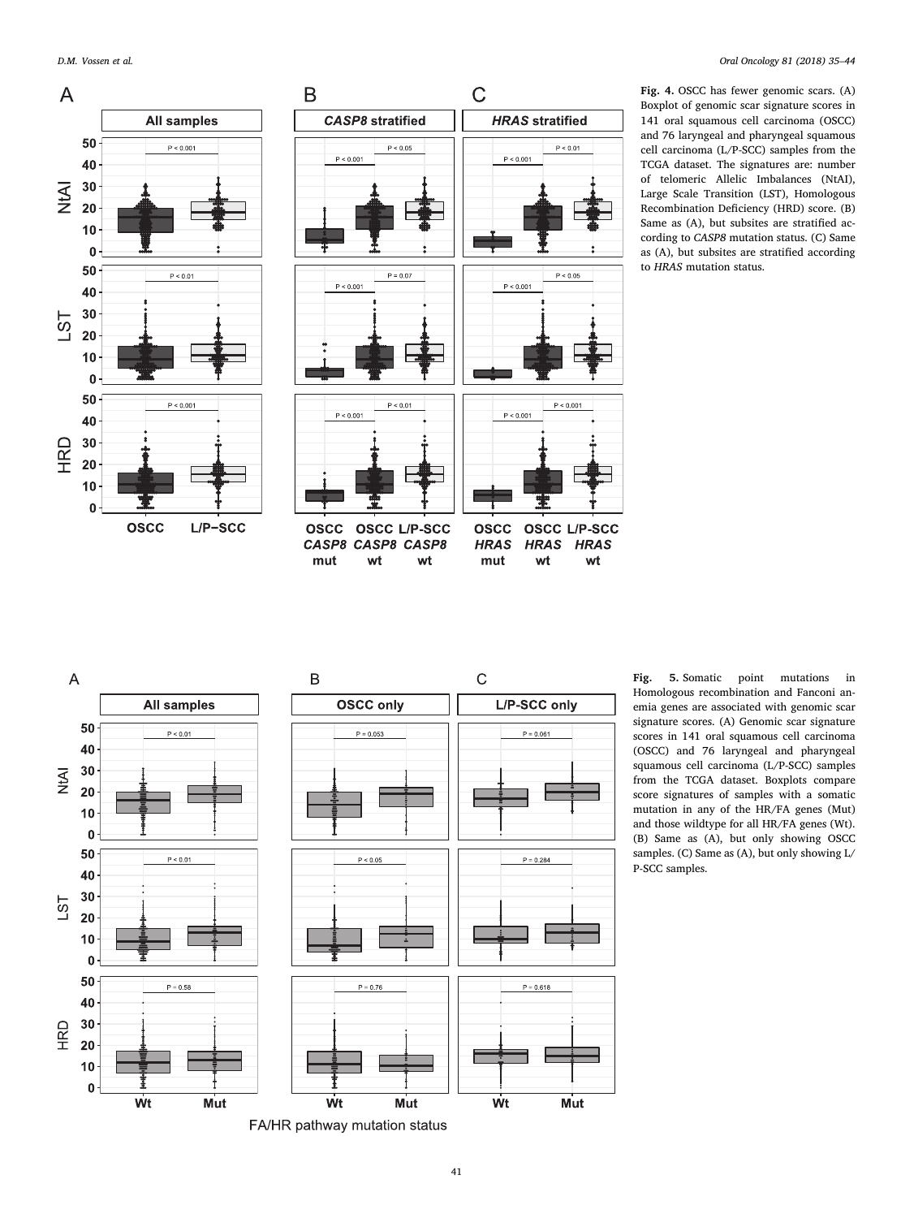**Fig. 4.** OSCC has fewer genomic scars. (A) Boxplot of genomic scar signature scores in 141 oral squamous cell carcinoma (OSCC) and 76 laryngeal and pharyngeal squamous cell carcinoma (L/P-SCC) samples from the TCGA dataset. The signatures are: number of telomeric Allelic Imbalances (NtAI), Large Scale Transition (LST), Homologous Recombination Deficiency (HRD) score. (B) Same as (A), but subsites are stratified according to *CASP8* mutation status. (C) Same as (A), but subsites are stratified according to *HRAS* mutation status.

**Fig. 5.** Somatic point mutations in Homologous recombination and Fanconi anemia genes are associated with genomic scar signature scores. (A) Genomic scar signature scores in 141 oral squamous cell carcinoma (OSCC) and 76 laryngeal and pharyngeal squamous cell carcinoma (L/P-SCC) samples from the TCGA dataset. Boxplots compare score signatures of samples with a somatic mutation in any of the HR/FA genes (Mut) and those wildtype for all HR/FA genes (Wt). (B) Same as (A), but only showing OSCC samples. (C) Same as (A), but only showing L/P-SCC samples.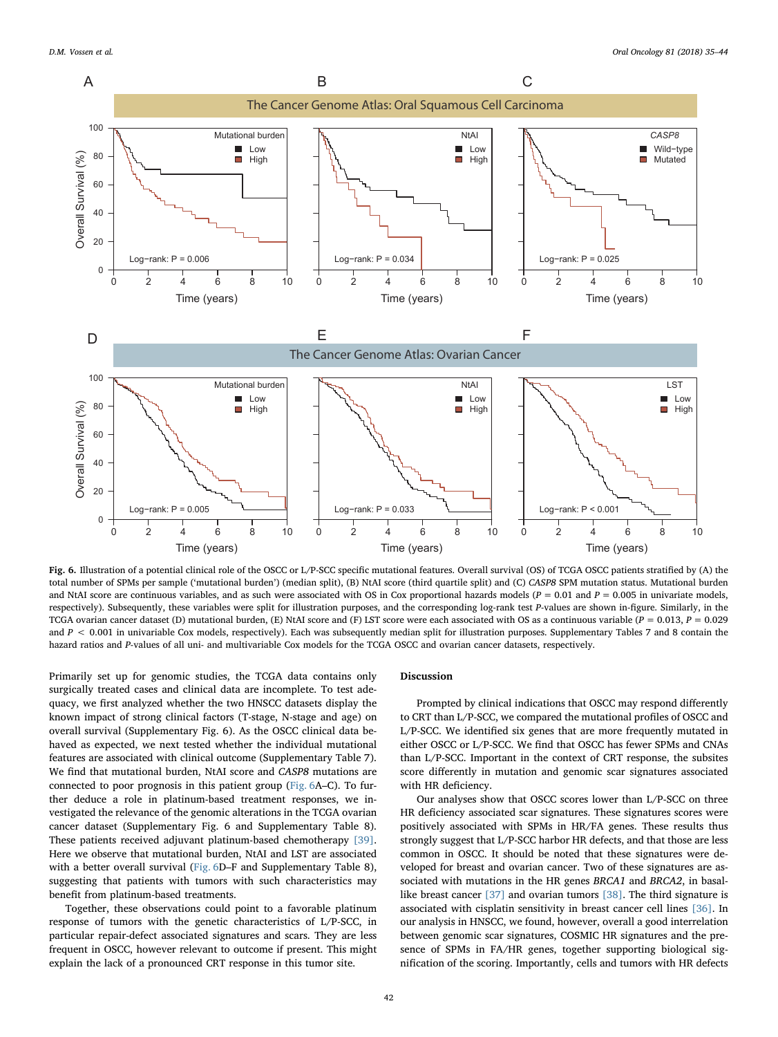**Fig. 6.** Illustration of a potential clinical role of the OSCC or L/P-SCC specific mutational features. Overall survival (OS) of TCGA OSCC patients stratified by (A) the total number of SPMs per sample ('mutational burden') (median split), (B) NtAI score (third quartile split) and (C) *CASP8* SPM mutation status. Mutational burden and NtAI score are continuous variables, and as such were associated with OS in Cox proportional hazards models ($P = 0.01$ and $P = 0.005$ in univariate models, respectively). Subsequently, these variables were split for illustration purposes, and the corresponding log-rank test *P*-values are shown in-figure. Similarly, in the TCGA ovarian cancer dataset (D) mutational burden, (E) NtAI score and (F) LST score were each associated with OS as a continuous variable ($P = 0.013$, $P = 0.029$ and $P < 0.001$ in univariable Cox models, respectively). Each was subsequently median split for illustration purposes. Supplementary Tables 7 and 8 contain the hazard ratios and *P*-values of all uni- and multivariable Cox models for the TCGA OSCC and ovarian cancer datasets, respectively.

Primarily set up for genomic studies, the TCGA data contains only surgically treated cases and clinical data are incomplete. To test adequacy, we first analyzed whether the two HNSCC datasets display the known impact of strong clinical factors (T-stage, N-stage and age) on overall survival (Supplementary Fig. 6). As the OSCC clinical data behaved as expected, we next tested whether the individual mutational features are associated with clinical outcome (Supplementary Table 7). We find that mutational burden, NtAI score and *CASP8* mutations are connected to poor prognosis in this patient group (Fig. 6A–C). To further deduce a role in platinum-based treatment responses, we investigated the relevance of the genomic alterations in the TCGA ovarian cancer dataset (Supplementary Fig. 6 and Supplementary Table 8). These patients received adjuvant platinum-based chemotherapy [39]. Here we observe that mutational burden, NtAI and LST are associated with a better overall survival (Fig. 6D–F and Supplementary Table 8), suggesting that patients with tumors with such characteristics may benefit from platinum-based treatments.

Together, these observations could point to a favorable platinum response of tumors with the genetic characteristics of L/P-SCC, in particular repair-defect associated signatures and scars. They are less frequent in OSCC, however relevant to outcome if present. This might explain the lack of a pronounced CRT response in this tumor site.

## Discussion

Prompted by clinical indications that OSCC may respond differently to CRT than L/P-SCC, we compared the mutational profiles of OSCC and L/P-SCC. We identified six genes that are more frequently mutated in either OSCC or L/P-SCC. We find that OSCC has fewer SPMs and CNAs than L/P-SCC. Important in the context of CRT response, the subsites score differently in mutation and genomic scar signatures associated with HR deficiency.

Our analyses show that OSCC scores lower than L/P-SCC on three HR deficiency associated scar signatures. These signatures scores were positively associated with SPMs in HR/FA genes. These results thus strongly suggest that L/P-SCC harbor HR defects, and that those are less common in OSCC. It should be noted that these signatures were developed for breast and ovarian cancer. Two of these signatures are associated with mutations in the HR genes *BRCA1* and *BRCA2*, in basal-like breast cancer [37] and ovarian tumors [38]. The third signature is associated with cisplatin sensitivity in breast cancer cell lines [36]. In our analysis in HNSCC, we found, however, overall a good interrelation between genomic scar signatures, COSMIC HR signatures and the presence of SPMs in FA/HR genes, together supporting biological signification of the scoring. Importantly, cells and tumors with HR defects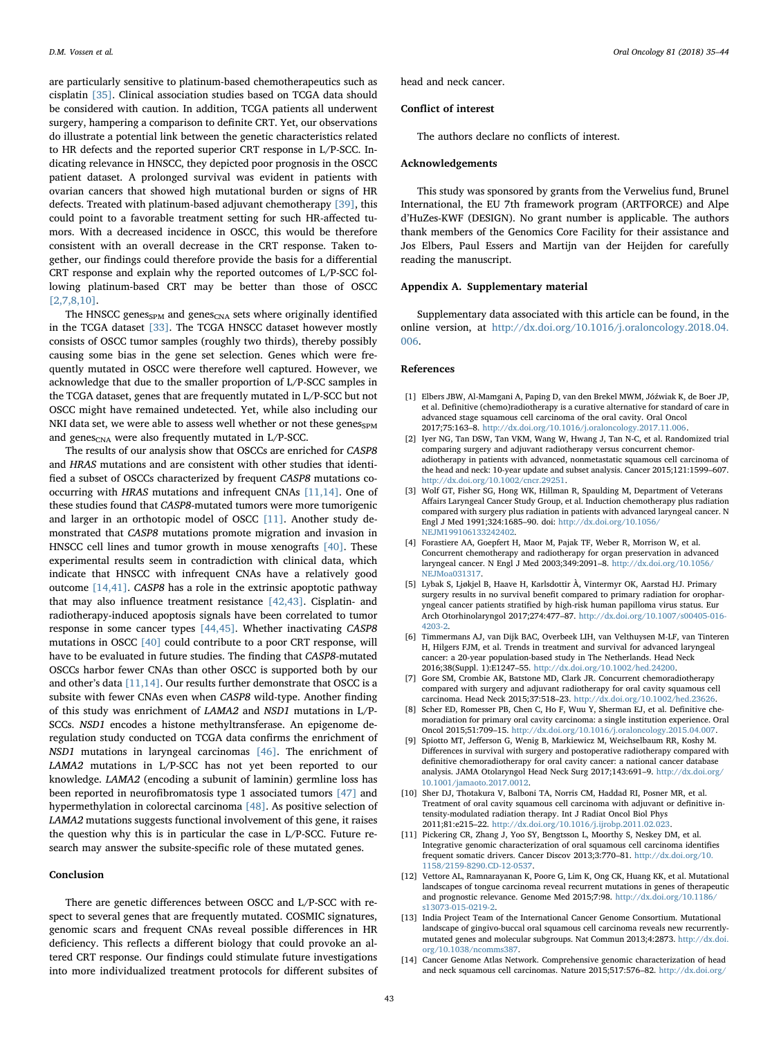are particularly sensitive to platinum-based chemotherapeutics such as cisplatin [35]. Clinical association studies based on TCGA data should be considered with caution. In addition, TCGA patients all underwent surgery, hampering a comparison to definite CRT. Yet, our observations do illustrate a potential link between the genetic characteristics related to HR defects and the reported superior CRT response in L/P-SCC. Indicating relevance in HNSCC, they depicted poor prognosis in the OSCC patient dataset. A prolonged survival was evident in patients with ovarian cancers that showed high mutational burden or signs of HR defects. Treated with platinum-based adjuvant chemotherapy [39], this could point to a favorable treatment setting for such HR-affected tumors. With a decreased incidence in OSCC, this would be therefore consistent with an overall decrease in the CRT response. Taken together, our findings could therefore provide the basis for a differential CRT response and explain why the reported outcomes of L/P-SCC following platinum-based CRT may be better than those of OSCC [2,7,8,10].

The HNSCC genes$_{SPM}$ and genes$_{CNA}$ sets where originally identified in the TCGA dataset [33]. The TCGA HNSCC dataset however mostly consists of OSCC tumor samples (roughly two thirds), thereby possibly causing some bias in the gene set selection. Genes which were frequently mutated in OSCC were therefore well captured. However, we acknowledge that due to the smaller proportion of L/P-SCC samples in the TCGA dataset, genes that are frequently mutated in L/P-SCC but not OSCC might have remained undetected. Yet, while also including our NKI data set, we were able to assess well whether or not these genes$_{SPM}$ and genes$_{CNA}$ were also frequently mutated in L/P-SCC.

The results of our analysis show that OSCCs are enriched for *CASP8* and *HRAS* mutations and are consistent with other studies that identified a subset of OSCCs characterized by frequent *CASP8* mutations co-occurring with *HRAS* mutations and infrequent CNAs [11,14]. One of these studies found that *CASP8*-mutated tumors were more tumorigenic and larger in an orthotopic model of OSCC [11]. Another study demonstrated that *CASP8* mutations promote migration and invasion in HNSCC cell lines and tumor growth in mouse xenografts [40]. These experimental results seem in contradiction with clinical data, which indicate that HNSCC with infrequent CNAs have a relatively good outcome [14,41]. *CASP8* has a role in the extrinsic apoptotic pathway that may also influence treatment resistance [42,43]. Cisplatin- and radiotherapy-induced apoptosis signals have been correlated to tumor response in some cancer types [44,45]. Whether inactivating *CASP8* mutations in OSCC [40] could contribute to a poor CRT response, will have to be evaluated in future studies. The finding that *CASP8*-mutated OSCCs harbor fewer CNAs than other OSCC is supported both by our and other's data [11,14]. Our results further demonstrate that OSCC is a subsite with fewer CNAs even when *CASP8* wild-type. Another finding of this study was enrichment of *LAMA2* and *NSD1* mutations in L/P-SCCs. *NSD1* encodes a histone methyltransferase. An epigenome deregulation study conducted on TCGA data confirms the enrichment of *NSD1* mutations in laryngeal carcinomas [46]. The enrichment of *LAMA2* mutations in L/P-SCC has not yet been reported to our knowledge. *LAMA2* (encoding a subunit of laminin) germline loss has been reported in neurofibromatosis type 1 associated tumors [47] and hypermethylation in colorectal carcinoma [48]. As positive selection of *LAMA2* mutations suggests functional involvement of this gene, it raises the question why this is in particular the case in L/P-SCC. Future research may answer the subsite-specific role of these mutated genes.

## Conclusion

There are genetic differences between OSCC and L/P-SCC with respect to several genes that are frequently mutated. COSMIC signatures, genomic scars and frequent CNAs reveal possible differences in HR deficiency. This reflects a different biology that could provoke an altered CRT response. Our findings could stimulate future investigations into more individualized treatment protocols for different subsites of head and neck cancer.

## Conflict of interest

The authors declare no conflicts of interest.

## Acknowledgements

This study was sponsored by grants from the Verwelius fund, Brunel International, the EU 7th framework program (ARTFORCE) and Alpe d'HuZes-KWF (DESIGN). No grant number is applicable. The authors thank members of the Genomics Core Facility for their assistance and Jos Elbers, Paul Essers and Martijn van der Heijden for carefully reading the manuscript.

## Appendix A. Supplementary material

Supplementary data associated with this article can be found, in the online version, at http://dx.doi.org/10.1016/j.oraloncology.2018.04.006.

## References

[1] Elbers JBW, Al-Mamgani A, Paping D, van den Brekel MWM, Jóźwiak K, de Boer JP, et al. Definitive (chemo)radiotherapy is a curative alternative for standard of care in advanced stage squamous cell carcinoma of the oral cavity. Oral Oncol 2017;75:163–8. http://dx.doi.org/10.1016/j.oraloncology.2017.11.006.

[2] Iyer NG, Tan DSW, Tan VKM, Wang W, Hwang J, Tan N-C, et al. Randomized trial comparing surgery and adjuvant radiotherapy versus concurrent chemoradiotherapy in patients with advanced, nonmetastatic squamous cell carcinoma of the head and neck: 10-year update and subset analysis. Cancer 2015;121:1599–607. http://dx.doi.org/10.1002/cncr.29251.

[3] Wolf GT, Fisher SG, Hong WK, Hillman R, Spaulding M, Department of Veterans Affairs Laryngeal Cancer Study Group, et al. Induction chemotherapy plus radiation compared with surgery plus radiation in patients with advanced laryngeal cancer. N Engl J Med 1991;324:1685–90. doi: http://dx.doi.org/10.1056/NEJM199106133242402.

[4] Forastiere AA, Goepfert H, Maor M, Pajak TF, Weber R, Morrison W, et al. Concurrent chemotherapy and radiotherapy for organ preservation in advanced laryngeal cancer. N Engl J Med 2003;349:2091–8. http://dx.doi.org/10.1056/NEJMoa031317.

[5] Lybak S, Ljøkjel B, Haave H, Karlsdottir À, Vintermyr OK, Aarstad HJ. Primary surgery results in no survival benefit compared to primary radiation for oropharyngeal cancer patients stratified by high-risk human papilloma virus status. Eur Arch Otorhinolaryngol 2017;274:477–87. http://dx.doi.org/10.1007/s00405-016-4203-2.

[6] Timmermans AJ, van Dijk BAC, Overbeek LIH, van Velthuysen M-LF, van Tinteren H, Hilgers FJM, et al. Trends in treatment and survival for advanced laryngeal cancer: a 20-year population-based study in The Netherlands. Head Neck 2016;38(Suppl. 1):E1247–55. http://dx.doi.org/10.1002/hed.24200.

[7] Gore SM, Crombie AK, Batstone MD, Clark JR. Concurrent chemoradiotherapy compared with surgery and adjuvant radiotherapy for oral cavity squamous cell carcinoma. Head Neck 2015;37:518–23. http://dx.doi.org/10.1002/hed.23626.

[8] Scher ED, Romesser PB, Chen C, Ho F, Wuu Y, Sherman EJ, et al. Definitive chemoradiation for primary oral cavity carcinoma: a single institution experience. Oral Oncol 2015;51:709–15. http://dx.doi.org/10.1016/j.oraloncology.2015.04.007.

[9] Spiotto MT, Jefferson G, Wenig B, Markiewicz M, Weichselbaum RR, Koshy M. Differences in survival with surgery and postoperative radiotherapy compared with definitive chemoradiotherapy for oral cavity cancer: a national cancer database analysis. JAMA Otolaryngol Head Neck Surg 2017;143:691–9. http://dx.doi.org/10.1001/jamaoto.2017.0012.

[10] Sher DJ, Thotakura V, Balboni TA, Norris CM, Haddad RI, Posner MR, et al. Treatment of oral cavity squamous cell carcinoma with adjuvant or definitive intensity-modulated radiation therapy. Int J Radiat Oncol Biol Phys 2011;81:e215–22. http://dx.doi.org/10.1016/j.ijrobp.2011.02.023.

[11] Pickering CR, Zhang J, Yoo SY, Bengtsson L, Moorthy S, Neskey DM, et al. Integrative genomic characterization of oral squamous cell carcinoma identifies frequent somatic drivers. Cancer Discov 2013;3:770–81. http://dx.doi.org/10.1158/2159-8290.CD-12-0537.

[12] Vettore AL, Ramnarayanan K, Poore G, Lim K, Ong CK, Huang KK, et al. Mutational landscapes of tongue carcinoma reveal recurrent mutations in genes of therapeutic and prognostic relevance. Genome Med 2015;7:98. http://dx.doi.org/10.1186/s13073-015-0219-2.

[13] India Project Team of the International Cancer Genome Consortium. Mutational landscape of gingivo-buccal oral squamous cell carcinoma reveals new recurrently-mutated genes and molecular subgroups. Nat Commun 2013;4:2873. http://dx.doi.org/10.1038/ncomms387.

[14] Cancer Genome Atlas Network. Comprehensive genomic characterization of head and neck squamous cell carcinomas. Nature 2015;517:576–82. http://dx.doi.org/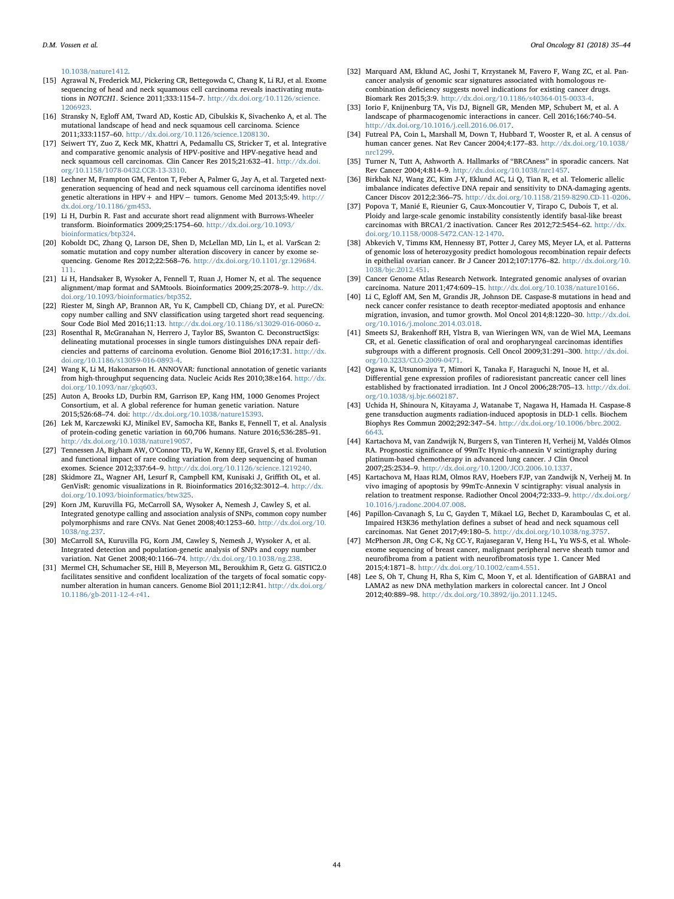10.1038/nature1412.

[15] Agrawal N, Frederick MJ, Pickering CR, Bettegowda C, Chang K, Li RJ, et al. Exome sequencing of head and neck squamous cell carcinoma reveals inactivating mutations in *NOTCH1*. Science 2011;333:1154–7. http://dx.doi.org/10.1126/science.1206923.

[16] Stransky N, Egloff AM, Tward AD, Kostic AD, Cibulskis K, Sivachenko A, et al. The mutational landscape of head and neck squamous cell carcinoma. Science 2011;333:1157–60. http://dx.doi.org/10.1126/science.1208130.

[17] Seiwert TY, Zuo Z, Keck MK, Khattri A, Pedamallu CS, Stricker T, et al. Integrative and comparative genomic analysis of HPV-positive and HPV-negative head and neck squamous cell carcinomas. Clin Cancer Res 2015;21:632–41. http://dx.doi.org/10.1158/1078-0432.CCR-13-3310.

[18] Lechner M, Frampton GM, Fenton T, Feber A, Palmer G, Jay A, et al. Targeted next-generation sequencing of head and neck squamous cell carcinoma identifies novel genetic alterations in HPV+ and HPV− tumors. Genome Med 2013;5:49. http://dx.doi.org/10.1186/gm453.

[19] Li H, Durbin R. Fast and accurate short read alignment with Burrows-Wheeler transform. Bioinformatics 2009;25:1754–60. http://dx.doi.org/10.1093/bioinformatics/btp324.

[20] Koboldt DC, Zhang Q, Larson DE, Shen D, McLellan MD, Lin L, et al. VarScan 2: somatic mutation and copy number alteration discovery in cancer by exome sequencing. Genome Res 2012;22:568–76. http://dx.doi.org/10.1101/gr.129684.111.

[21] Li H, Handsaker B, Wysoker A, Fennell T, Ruan J, Homer N, et al. The sequence alignment/map format and SAMtools. Bioinformatics 2009;25:2078–9. http://dx.doi.org/10.1093/bioinformatics/btp352.

[22] Riester M, Singh AP, Brannon AR, Yu K, Campbell CD, Chiang DY, et al. PureCN: copy number calling and SNV classification using targeted short read sequencing. Sour Code Biol Med 2016;11:13. http://dx.doi.org/10.1186/s13029-016-0060-z.

[23] Rosenthal R, McGranahan N, Herrero J, Taylor BS, Swanton C. DeconstructSigs: delineating mutational processes in single tumors distinguishes DNA repair deficiencies and patterns of carcinoma evolution. Genome Biol 2016;17:31. http://dx.doi.org/10.1186/s13059-016-0893-4.

[24] Wang K, Li M, Hakonarson H. ANNOVAR: functional annotation of genetic variants from high-throughput sequencing data. Nucleic Acids Res 2010;38:e164. http://dx.doi.org/10.1093/nar/gkq603.

[25] Auton A, Brooks LD, Durbin RM, Garrison EP, Kang HM, 1000 Genomes Project Consortium, et al. A global reference for human genetic variation. Nature 2015;526:68–74. doi: http://dx.doi.org/10.1038/nature15393.

[26] Lek M, Karczewski KJ, Minikel EV, Samocha KE, Banks E, Fennell T, et al. Analysis of protein-coding genetic variation in 60,706 humans. Nature 2016;536:285–91. http://dx.doi.org/10.1038/nature19057.

[27] Tennessen JA, Bigham AW, O'Connor TD, Fu W, Kenny EE, Gravel S, et al. Evolution and functional impact of rare coding variation from deep sequencing of human exomes. Science 2012;337:64–9. http://dx.doi.org/10.1126/science.1219240.

[28] Skidmore ZL, Wagner AH, Lesurf R, Campbell KM, Kunisaki J, Griffith OL, et al. GenVisR: genomic visualizations in R. Bioinformatics 2016;32:3012–4. http://dx.doi.org/10.1093/bioinformatics/btw325.

[29] Korn JM, Kuruvilla FG, McCarroll SA, Wysoker A, Nemesh J, Cawley S, et al. Integrated genotype calling and association analysis of SNPs, common copy number polymorphisms and rare CNVs. Nat Genet 2008;40:1253–60. http://dx.doi.org/10.1038/ng.237.

[30] McCarroll SA, Kuruvilla FG, Korn JM, Cawley S, Nemesh J, Wysoker A, et al. Integrated detection and population-genetic analysis of SNPs and copy number variation. Nat Genet 2008;40:1166–74. http://dx.doi.org/10.1038/ng.238.

[31] Mermel CH, Schumacher SE, Hill B, Meyerson ML, Beroukhim R, Getz G. GISTIC2.0 facilitates sensitive and confident localization of the targets of focal somatic copy-number alteration in human cancers. Genome Biol 2011;12:R41. http://dx.doi.org/10.1186/gb-2011-12-4-r41.

[32] Marquard AM, Eklund AC, Joshi T, Krzystanek M, Favero F, Wang ZC, et al. Pan-cancer analysis of genomic scar signatures associated with homologous recombination deficiency suggests novel indications for existing cancer drugs. Biomark Res 2015;3:9. http://dx.doi.org/10.1186/s40364-015-0033-4.

[33] Iorio F, Knijnenburg TA, Vis DJ, Bignell GR, Menden MP, Schubert M, et al. A landscape of pharmacogenomic interactions in cancer. Cell 2016;166:740–54. http://dx.doi.org/10.1016/j.cell.2016.06.017.

[34] Futreal PA, Coin L, Marshall M, Down T, Hubbard T, Wooster R, et al. A census of human cancer genes. Nat Rev Cancer 2004;4:177–83. http://dx.doi.org/10.1038/nrc1299.

[35] Turner N, Tutt A, Ashworth A. Hallmarks of "BRCAness" in sporadic cancers. Nat Rev Cancer 2004;4:814–9. http://dx.doi.org/10.1038/nrc1457.

[36] Birkbak NJ, Wang ZC, Kim J-Y, Eklund AC, Li Q, Tian R, et al. Telomeric allelic imbalance indicates defective DNA repair and sensitivity to DNA-damaging agents. Cancer Discov 2012;2:366–75. http://dx.doi.org/10.1158/2159-8290.CD-11-0206.

[37] Popova T, Manié E, Rieunier G, Caux-Moncoutier V, Tirapo C, Dubois T, et al. Ploidy and large-scale genomic instability consistently identify basal-like breast carcinomas with BRCA1/2 inactivation. Cancer Res 2012;72:5454–62. http://dx.doi.org/10.1158/0008-5472.CAN-12-1470.

[38] Abkevich V, Timms KM, Hennessy BT, Potter J, Carey MS, Meyer LA, et al. Patterns of genomic loss of heterozygosity predict homologous recombination repair defects in epithelial ovarian cancer. Br J Cancer 2012;107:1776–82. http://dx.doi.org/10.1038/bjc.2012.451.

[39] Cancer Genome Atlas Research Network. Integrated genomic analyses of ovarian carcinoma. Nature 2011;474:609–15. http://dx.doi.org/10.1038/nature10166.

[40] Li C, Egloff AM, Sen M, Grandis JR, Johnson DE. Caspase-8 mutations in head and neck cancer confer resistance to death receptor-mediated apoptosis and enhance migration, invasion, and tumor growth. Mol Oncol 2014;8:1220–30. http://dx.doi.org/10.1016/j.molonc.2014.03.018.

[41] Smeets SJ, Brakenhoff RH, Ylstra B, van Wieringen WN, van de Wiel MA, Leemans CR, et al. Genetic classification of oral and oropharyngeal carcinomas identifies subgroups with a different prognosis. Cell Oncol 2009;31:291–300. http://dx.doi.org/10.3233/CLO-2009-0471.

[42] Ogawa K, Utsunomiya T, Mimori K, Tanaka F, Haraguchi N, Inoue H, et al. Differential gene expression profiles of radioresistant pancreatic cancer cell lines established by fractionated irradiation. Int J Oncol 2006;28:705–13. http://dx.doi.org/10.1038/sj.bjc.6602187.

[43] Uchida H, Shinoura N, Kitayama J, Watanabe T, Nagawa H, Hamada H. Caspase-8 gene transduction augments radiation-induced apoptosis in DLD-1 cells. Biochem Biophys Res Commun 2002;292:347–54. http://dx.doi.org/10.1006/bbrc.2002.6643.

[44] Kartachova M, van Zandwijk N, Burgers S, van Tinteren H, Verheij M, Valdés Olmos RA. Prognostic significance of 99mTc Hynic-rh-annexin V scintigraphy during platinum-based chemotherapy in advanced lung cancer. J Clin Oncol 2007;25:2534–9. http://dx.doi.org/10.1200/JCO.2006.10.1337.

[45] Kartachova M, Haas RLM, Olmos RAV, Hoebers FJP, van Zandwijk N, Verheij M. In vivo imaging of apoptosis by 99mTc-Annexin V scintigraphy: visual analysis in relation to treatment response. Radiother Oncol 2004;72:333–9. http://dx.doi.org/10.1016/j.radonc.2004.07.008.

[46] Papillon-Cavanagh S, Lu C, Gayden T, Mikael LG, Bechet D, Karamboulas C, et al. Impaired H3K36 methylation defines a subset of head and neck squamous cell carcinomas. Nat Genet 2017;49:180–5. http://dx.doi.org/10.1038/ng.3757.

[47] McPherson JR, Ong C-K, Ng CC-Y, Rajasegaran V, Heng H-L, Yu WS-S, et al. Whole-exome sequencing of breast cancer, malignant peripheral nerve sheath tumor and neurofibroma from a patient with neurofibromatosis type 1. Cancer Med 2015;4:1871–8. http://dx.doi.org/10.1002/cam4.551.

[48] Lee S, Oh T, Chung H, Rha S, Kim C, Moon Y, et al. Identification of GABRA1 and LAMA2 as new DNA methylation markers in colorectal cancer. Int J Oncol 2012;40:889–98. http://dx.doi.org/10.3892/ijo.2011.1245.